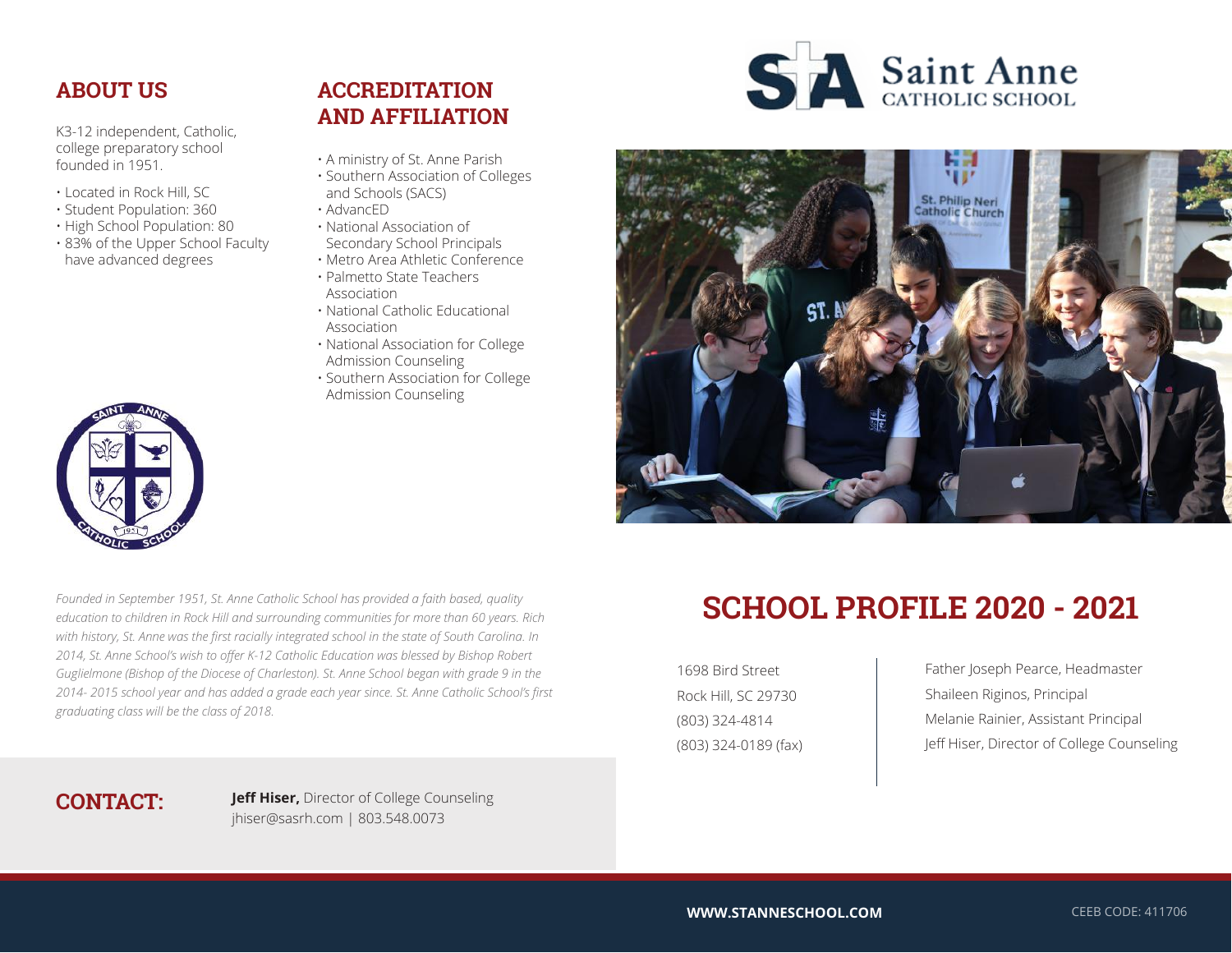# Saint Anne CATHOLIC SCHOOL

# SCHOOL PROFILE 2020 - 2021

1698 Bird Street
Rock Hill, SC 29730
(803) 324-4814
(803) 324-0189 (fax)

Father Joseph Pearce, Headmaster
Shaileen Riginos, Principal
Melanie Rainier, Assistant Principal
Jeff Hiser, Director of College Counseling

## ABOUT US

K3-12 independent, Catholic, college preparatory school founded in 1951.

- Located in Rock Hill, SC
- Student Population: 360
- High School Population: 80
- 83% of the Upper School Faculty have advanced degrees

## ACCREDITATION AND AFFILIATION

- A ministry of St. Anne Parish
- Southern Association of Colleges and Schools (SACS)
- AdvancED
- National Association of Secondary School Principals
- Metro Area Athletic Conference
- Palmetto State Teachers Association
- National Catholic Educational Association
- National Association for College Admission Counseling
- Southern Association for College Admission Counseling

*Founded in September 1951, St. Anne Catholic School has provided a faith based, quality education to children in Rock Hill and surrounding communities for more than 60 years. Rich with history, St. Anne was the first racially integrated school in the state of South Carolina. In 2014, St. Anne School's wish to offer K-12 Catholic Education was blessed by Bishop Robert Guglielmone (Bishop of the Diocese of Charleston). St. Anne School began with grade 9 in the 2014- 2015 school year and has added a grade each year since. St. Anne Catholic School's first graduating class will be the class of 2018.*

## CONTACT:

**Jeff Hiser,** Director of College Counseling
jhiser@sasrh.com | 803.548.0073

**WWW.STANNESCHOOL.COM**

CEEB CODE: 411706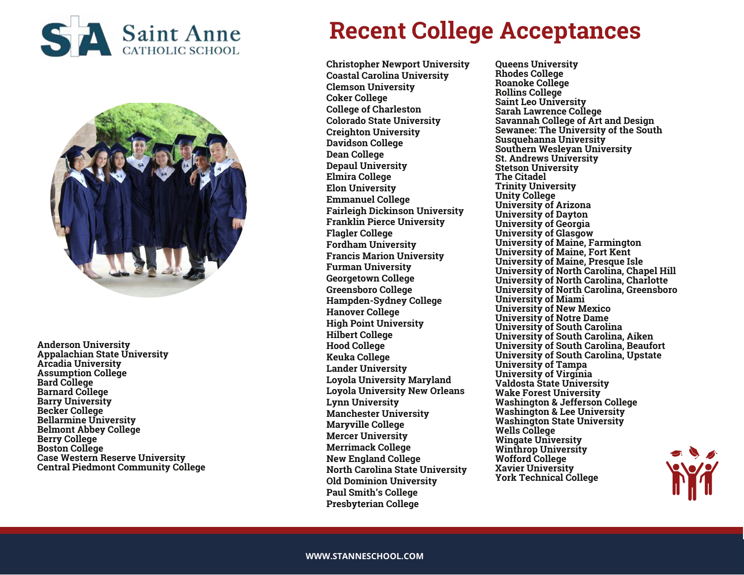Saint Anne
CATHOLIC SCHOOL

# Recent College Acceptances

- Anderson University
- Appalachian State University
- Arcadia University
- Assumption College
- Bard College
- Barnard College
- Barry University
- Becker College
- Bellarmine University
- Belmont Abbey College
- Berry College
- Boston College
- Case Western Reserve University
- Central Piedmont Community College
- Christopher Newport University
- Coastal Carolina University
- Clemson University
- Coker College
- College of Charleston
- Colorado State University
- Creighton University
- Davidson College
- Dean College
- Depaul University
- Elmira College
- Elon University
- Emmanuel College
- Fairleigh Dickinson University
- Franklin Pierce University
- Flagler College
- Fordham University
- Francis Marion University
- Furman University
- Georgetown College
- Greensboro College
- Hampden-Sydney College
- Hanover College
- High Point University
- Hilbert College
- Hood College
- Keuka College
- Lander University
- Loyola University Maryland
- Loyola University New Orleans
- Lynn University
- Manchester University
- Maryville College
- Mercer University
- Merrimack College
- New England College
- North Carolina State University
- Old Dominion University
- Paul Smith's College
- Presbyterian College
- Queens University
- Rhodes College
- Roanoke College
- Rollins College
- Saint Leo University
- Sarah Lawrence College
- Savannah College of Art and Design
- Sewanee: The University of the South
- Susquehanna University
- Southern Wesleyan University
- St. Andrews University
- Stetson University
- The Citadel
- Trinity University
- Unity College
- University of Arizona
- University of Dayton
- University of Georgia
- University of Glasgow
- University of Maine, Farmington
- University of Maine, Fort Kent
- University of Maine, Presque Isle
- University of North Carolina, Chapel Hill
- University of North Carolina, Charlotte
- University of North Carolina, Greensboro
- University of Miami
- University of New Mexico
- University of Notre Dame
- University of South Carolina
- University of South Carolina, Aiken
- University of South Carolina, Beaufort
- University of South Carolina, Upstate
- University of Tampa
- University of Virginia
- Valdosta State University
- Wake Forest University
- Washington & Jefferson College
- Washington & Lee University
- Washington State University
- Wells College
- Wingate University
- Winthrop University
- Wofford College
- Xavier University
- York Technical College

WWW.STANNESCHOOL.COM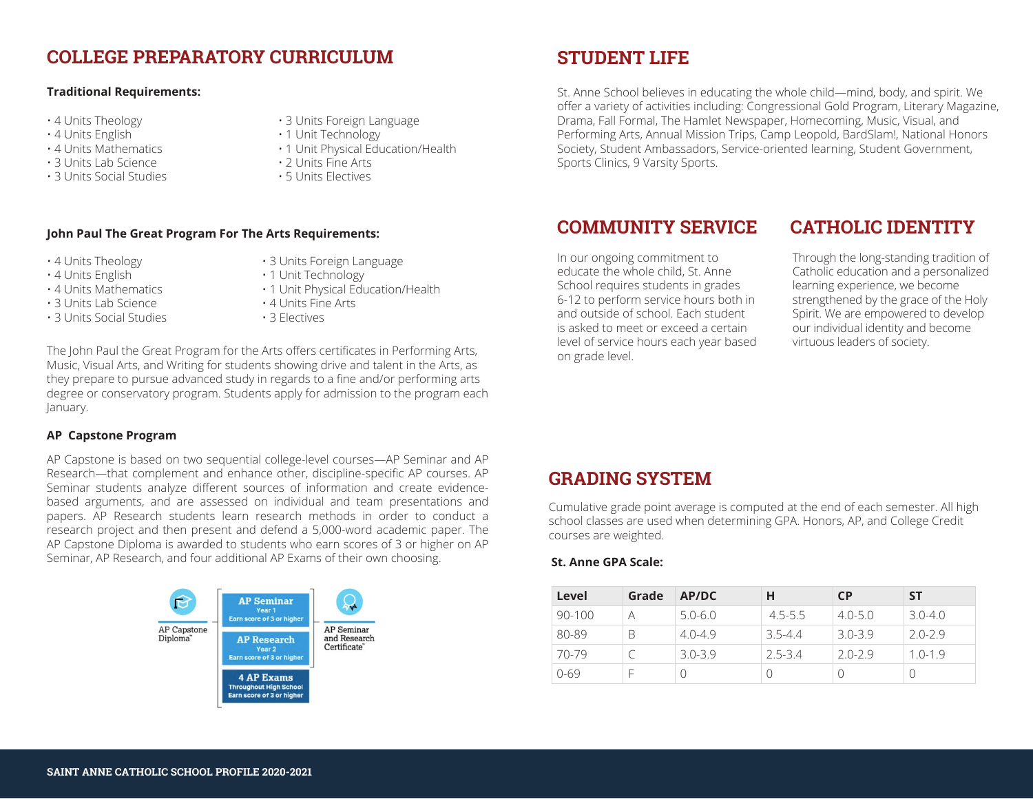# COLLEGE PREPARATORY CURRICULUM

**Traditional Requirements:**

- 4 Units Theology
- 4 Units English
- 4 Units Mathematics
- 3 Units Lab Science
- 3 Units Social Studies
- 3 Units Foreign Language
- 1 Unit Technology
- 1 Unit Physical Education/Health
- 2 Units Fine Arts
- 5 Units Electives

**John Paul The Great Program For The Arts Requirements:**

- 4 Units Theology
- 4 Units English
- 4 Units Mathematics
- 3 Units Lab Science
- 3 Units Social Studies
- 3 Units Foreign Language
- 1 Unit Technology
- 1 Unit Physical Education/Health
- 4 Units Fine Arts
- 3 Electives

The John Paul the Great Program for the Arts offers certificates in Performing Arts, Music, Visual Arts, and Writing for students showing drive and talent in the Arts, as they prepare to pursue advanced study in regards to a fine and/or performing arts degree or conservatory program. Students apply for admission to the program each January.

**AP Capstone Program**

AP Capstone is based on two sequential college-level courses—AP Seminar and AP Research—that complement and enhance other, discipline-specific AP courses. AP Seminar students analyze different sources of information and create evidence-based arguments, and are assessed on individual and team presentations and papers. AP Research students learn research methods in order to conduct a research project and then present and defend a 5,000-word academic paper. The AP Capstone Diploma is awarded to students who earn scores of 3 or higher on AP Seminar, AP Research, and four additional AP Exams of their own choosing.

AP Capstone Diploma™

AP Seminar
Year 1
Earn score of 3 or higher

AP Research
Year 2
Earn score of 3 or higher

4 AP Exams
Throughout High School
Earn score of 3 or higher

AP Seminar and Research Certificate™

# STUDENT LIFE

St. Anne School believes in educating the whole child—mind, body, and spirit. We offer a variety of activities including: Congressional Gold Program, Literary Magazine, Drama, Fall Formal, The Hamlet Newspaper, Homecoming, Music, Visual, and Performing Arts, Annual Mission Trips, Camp Leopold, BardSlam!, National Honors Society, Student Ambassadors, Service-oriented learning, Student Government, Sports Clinics, 9 Varsity Sports.

# COMMUNITY SERVICE

In our ongoing commitment to educate the whole child, St. Anne School requires students in grades 6-12 to perform service hours both in and outside of school. Each student is asked to meet or exceed a certain level of service hours each year based on grade level.

# CATHOLIC IDENTITY

Through the long-standing tradition of Catholic education and a personalized learning experience, we become strengthened by the grace of the Holy Spirit. We are empowered to develop our individual identity and become virtuous leaders of society.

# GRADING SYSTEM

Cumulative grade point average is computed at the end of each semester. All high school classes are used when determining GPA. Honors, AP, and College Credit courses are weighted.

**St. Anne GPA Scale:**

| Level | Grade | AP/DC | H | CP | ST |
|---|---|---|---|---|---|
| 90-100 | A | 5.0-6.0 | 4.5-5.5 | 4.0-5.0 | 3.0-4.0 |
| 80-89 | B | 4.0-4.9 | 3.5-4.4 | 3.0-3.9 | 2.0-2.9 |
| 70-79 | C | 3.0-3.9 | 2.5-3.4 | 2.0-2.9 | 1.0-1.9 |
| 0-69 | F | 0 | 0 | 0 | 0 |